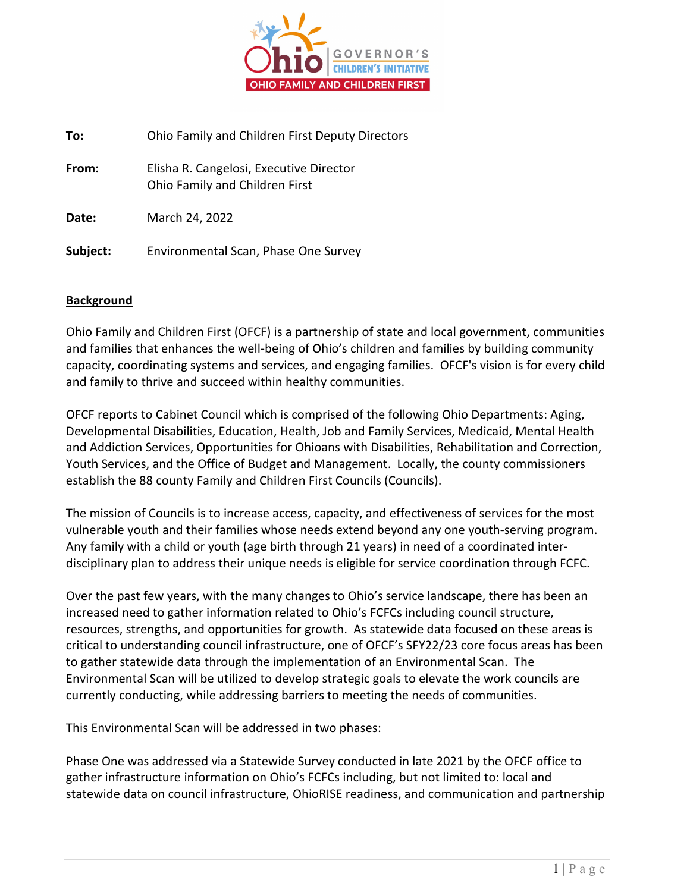**To:** Ohio Family and Children First Deputy Directors

**From:** Elisha R. Cangelosi, Executive Director
Ohio Family and Children First

**Date:** March 24, 2022

**Subject:** Environmental Scan, Phase One Survey

## Background

Ohio Family and Children First (OFCF) is a partnership of state and local government, communities and families that enhances the well-being of Ohio's children and families by building community capacity, coordinating systems and services, and engaging families. OFCF's vision is for every child and family to thrive and succeed within healthy communities.

OFCF reports to Cabinet Council which is comprised of the following Ohio Departments: Aging, Developmental Disabilities, Education, Health, Job and Family Services, Medicaid, Mental Health and Addiction Services, Opportunities for Ohioans with Disabilities, Rehabilitation and Correction, Youth Services, and the Office of Budget and Management. Locally, the county commissioners establish the 88 county Family and Children First Councils (Councils).

The mission of Councils is to increase access, capacity, and effectiveness of services for the most vulnerable youth and their families whose needs extend beyond any one youth-serving program. Any family with a child or youth (age birth through 21 years) in need of a coordinated inter-disciplinary plan to address their unique needs is eligible for service coordination through FCFC.

Over the past few years, with the many changes to Ohio's service landscape, there has been an increased need to gather information related to Ohio's FCFCs including council structure, resources, strengths, and opportunities for growth. As statewide data focused on these areas is critical to understanding council infrastructure, one of OFCF's SFY22/23 core focus areas has been to gather statewide data through the implementation of an Environmental Scan. The Environmental Scan will be utilized to develop strategic goals to elevate the work councils are currently conducting, while addressing barriers to meeting the needs of communities.

This Environmental Scan will be addressed in two phases:

Phase One was addressed via a Statewide Survey conducted in late 2021 by the OFCF office to gather infrastructure information on Ohio's FCFCs including, but not limited to: local and statewide data on council infrastructure, OhioRISE readiness, and communication and partnership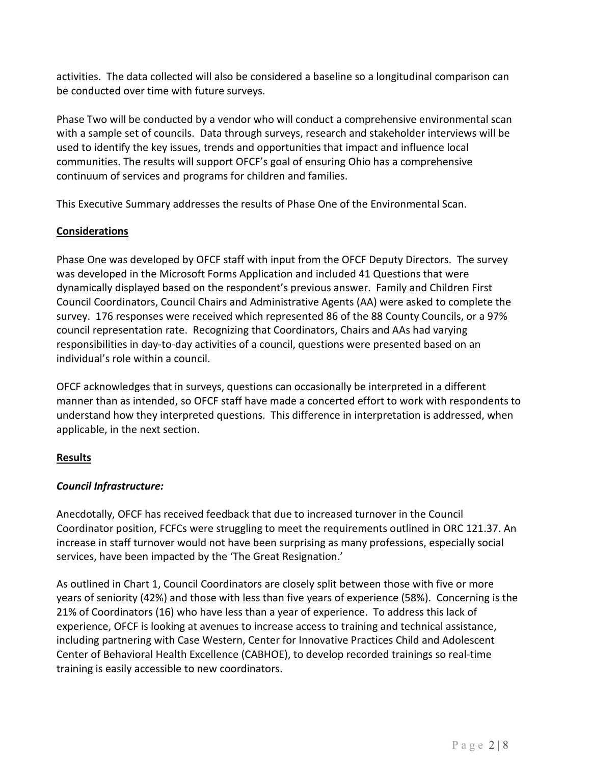activities. The data collected will also be considered a baseline so a longitudinal comparison can be conducted over time with future surveys.

Phase Two will be conducted by a vendor who will conduct a comprehensive environmental scan with a sample set of councils. Data through surveys, research and stakeholder interviews will be used to identify the key issues, trends and opportunities that impact and influence local communities. The results will support OFCF's goal of ensuring Ohio has a comprehensive continuum of services and programs for children and families.

This Executive Summary addresses the results of Phase One of the Environmental Scan.

## Considerations

Phase One was developed by OFCF staff with input from the OFCF Deputy Directors. The survey was developed in the Microsoft Forms Application and included 41 Questions that were dynamically displayed based on the respondent's previous answer. Family and Children First Council Coordinators, Council Chairs and Administrative Agents (AA) were asked to complete the survey. 176 responses were received which represented 86 of the 88 County Councils, or a 97% council representation rate. Recognizing that Coordinators, Chairs and AAs had varying responsibilities in day-to-day activities of a council, questions were presented based on an individual's role within a council.

OFCF acknowledges that in surveys, questions can occasionally be interpreted in a different manner than as intended, so OFCF staff have made a concerted effort to work with respondents to understand how they interpreted questions. This difference in interpretation is addressed, when applicable, in the next section.

## Results

### *Council Infrastructure:*

Anecdotally, OFCF has received feedback that due to increased turnover in the Council Coordinator position, FCFCs were struggling to meet the requirements outlined in ORC 121.37. An increase in staff turnover would not have been surprising as many professions, especially social services, have been impacted by the 'The Great Resignation.'

As outlined in Chart 1, Council Coordinators are closely split between those with five or more years of seniority (42%) and those with less than five years of experience (58%). Concerning is the 21% of Coordinators (16) who have less than a year of experience. To address this lack of experience, OFCF is looking at avenues to increase access to training and technical assistance, including partnering with Case Western, Center for Innovative Practices Child and Adolescent Center of Behavioral Health Excellence (CABHOE), to develop recorded trainings so real-time training is easily accessible to new coordinators.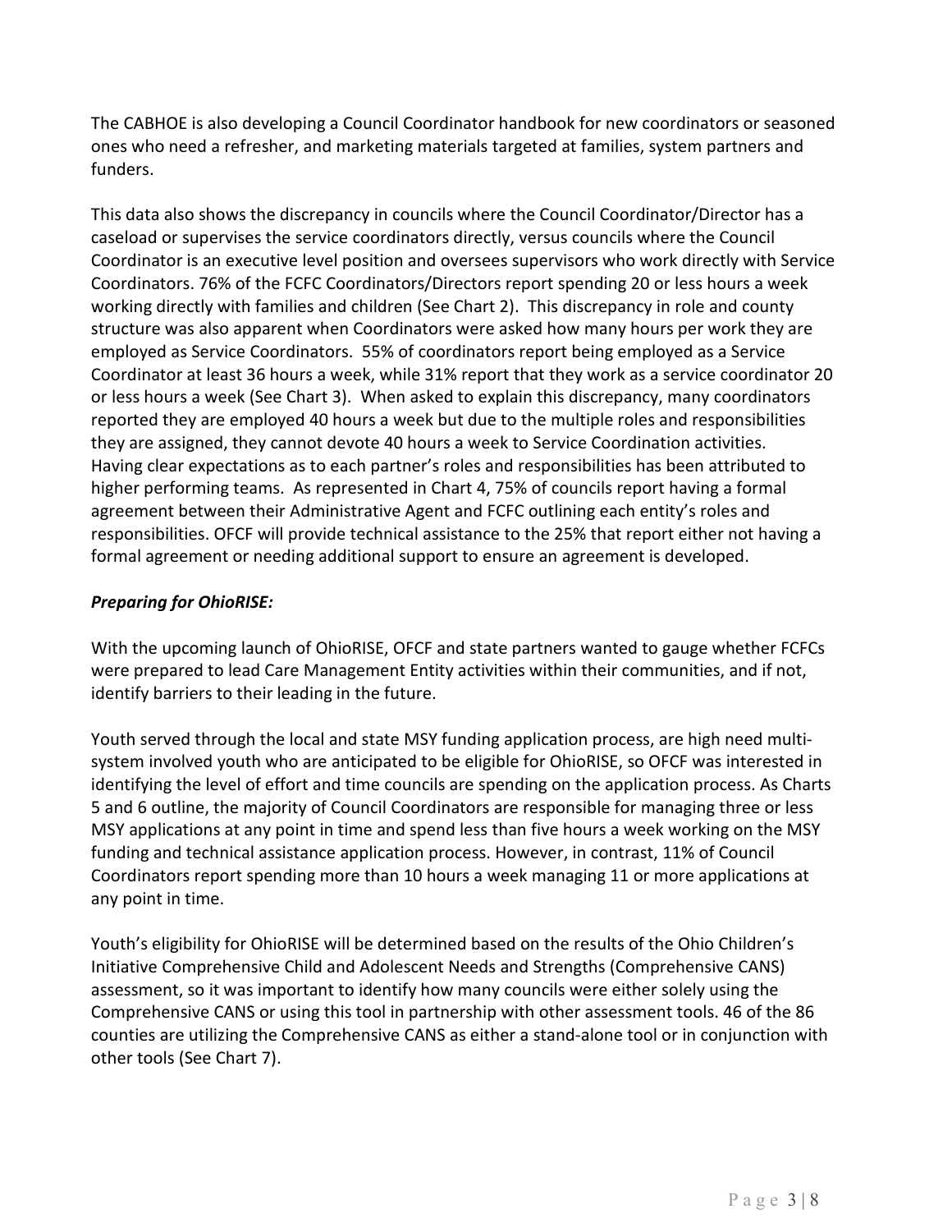The CABHOE is also developing a Council Coordinator handbook for new coordinators or seasoned ones who need a refresher, and marketing materials targeted at families, system partners and funders.

This data also shows the discrepancy in councils where the Council Coordinator/Director has a caseload or supervises the service coordinators directly, versus councils where the Council Coordinator is an executive level position and oversees supervisors who work directly with Service Coordinators. 76% of the FCFC Coordinators/Directors report spending 20 or less hours a week working directly with families and children (See Chart 2). This discrepancy in role and county structure was also apparent when Coordinators were asked how many hours per work they are employed as Service Coordinators. 55% of coordinators report being employed as a Service Coordinator at least 36 hours a week, while 31% report that they work as a service coordinator 20 or less hours a week (See Chart 3). When asked to explain this discrepancy, many coordinators reported they are employed 40 hours a week but due to the multiple roles and responsibilities they are assigned, they cannot devote 40 hours a week to Service Coordination activities. Having clear expectations as to each partner's roles and responsibilities has been attributed to higher performing teams. As represented in Chart 4, 75% of councils report having a formal agreement between their Administrative Agent and FCFC outlining each entity's roles and responsibilities. OFCF will provide technical assistance to the 25% that report either not having a formal agreement or needing additional support to ensure an agreement is developed.

***Preparing for OhioRISE:***

With the upcoming launch of OhioRISE, OFCF and state partners wanted to gauge whether FCFCs were prepared to lead Care Management Entity activities within their communities, and if not, identify barriers to their leading in the future.

Youth served through the local and state MSY funding application process, are high need multi-system involved youth who are anticipated to be eligible for OhioRISE, so OFCF was interested in identifying the level of effort and time councils are spending on the application process. As Charts 5 and 6 outline, the majority of Council Coordinators are responsible for managing three or less MSY applications at any point in time and spend less than five hours a week working on the MSY funding and technical assistance application process. However, in contrast, 11% of Council Coordinators report spending more than 10 hours a week managing 11 or more applications at any point in time.

Youth's eligibility for OhioRISE will be determined based on the results of the Ohio Children's Initiative Comprehensive Child and Adolescent Needs and Strengths (Comprehensive CANS) assessment, so it was important to identify how many councils were either solely using the Comprehensive CANS or using this tool in partnership with other assessment tools. 46 of the 86 counties are utilizing the Comprehensive CANS as either a stand-alone tool or in conjunction with other tools (See Chart 7).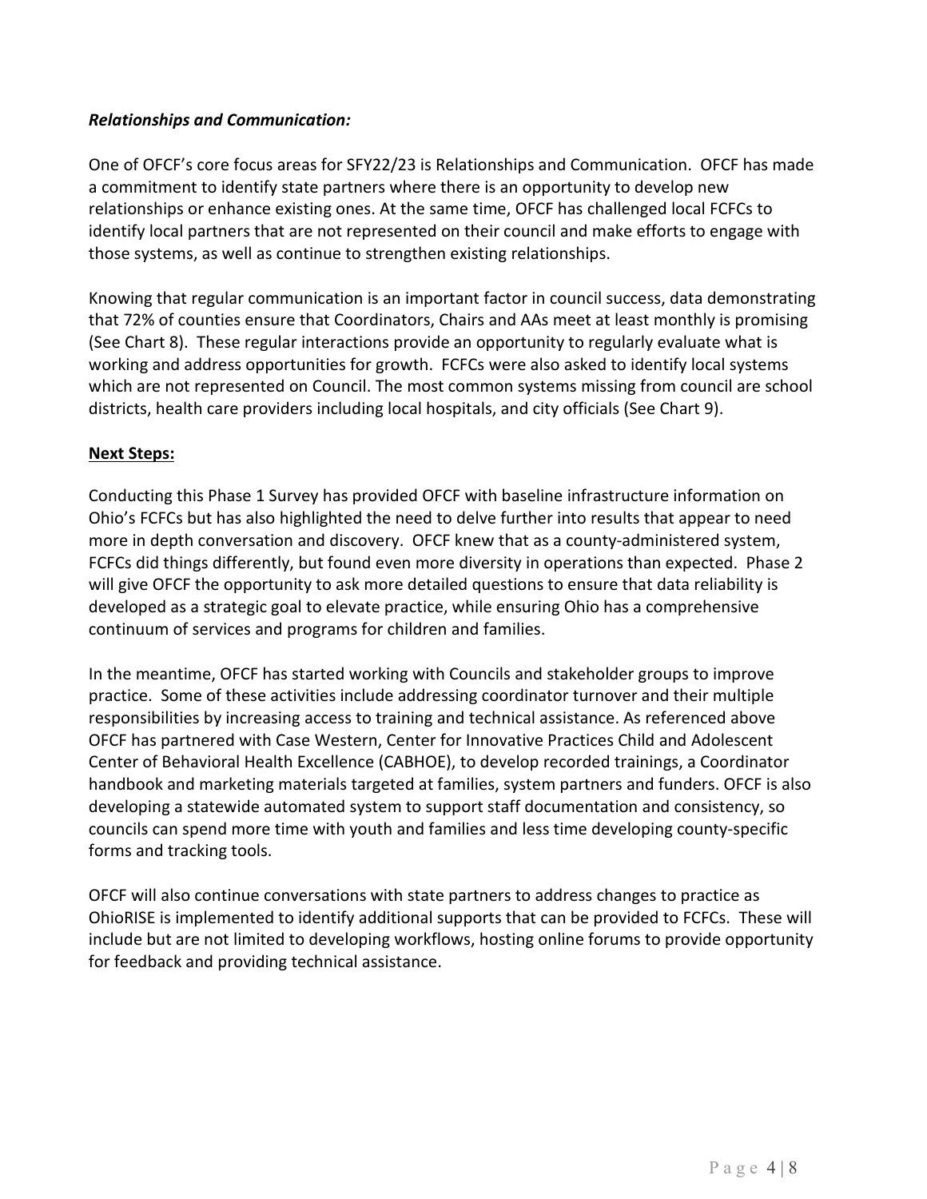***Relationships and Communication:***

One of OFCF's core focus areas for SFY22/23 is Relationships and Communication. OFCF has made a commitment to identify state partners where there is an opportunity to develop new relationships or enhance existing ones. At the same time, OFCF has challenged local FCFCs to identify local partners that are not represented on their council and make efforts to engage with those systems, as well as continue to strengthen existing relationships.

Knowing that regular communication is an important factor in council success, data demonstrating that 72% of counties ensure that Coordinators, Chairs and AAs meet at least monthly is promising (See Chart 8). These regular interactions provide an opportunity to regularly evaluate what is working and address opportunities for growth. FCFCs were also asked to identify local systems which are not represented on Council. The most common systems missing from council are school districts, health care providers including local hospitals, and city officials (See Chart 9).

**Next Steps:**

Conducting this Phase 1 Survey has provided OFCF with baseline infrastructure information on Ohio's FCFCs but has also highlighted the need to delve further into results that appear to need more in depth conversation and discovery. OFCF knew that as a county-administered system, FCFCs did things differently, but found even more diversity in operations than expected. Phase 2 will give OFCF the opportunity to ask more detailed questions to ensure that data reliability is developed as a strategic goal to elevate practice, while ensuring Ohio has a comprehensive continuum of services and programs for children and families.

In the meantime, OFCF has started working with Councils and stakeholder groups to improve practice. Some of these activities include addressing coordinator turnover and their multiple responsibilities by increasing access to training and technical assistance. As referenced above OFCF has partnered with Case Western, Center for Innovative Practices Child and Adolescent Center of Behavioral Health Excellence (CABHOE), to develop recorded trainings, a Coordinator handbook and marketing materials targeted at families, system partners and funders. OFCF is also developing a statewide automated system to support staff documentation and consistency, so councils can spend more time with youth and families and less time developing county-specific forms and tracking tools.

OFCF will also continue conversations with state partners to address changes to practice as OhioRISE is implemented to identify additional supports that can be provided to FCFCs. These will include but are not limited to developing workflows, hosting online forums to provide opportunity for feedback and providing technical assistance.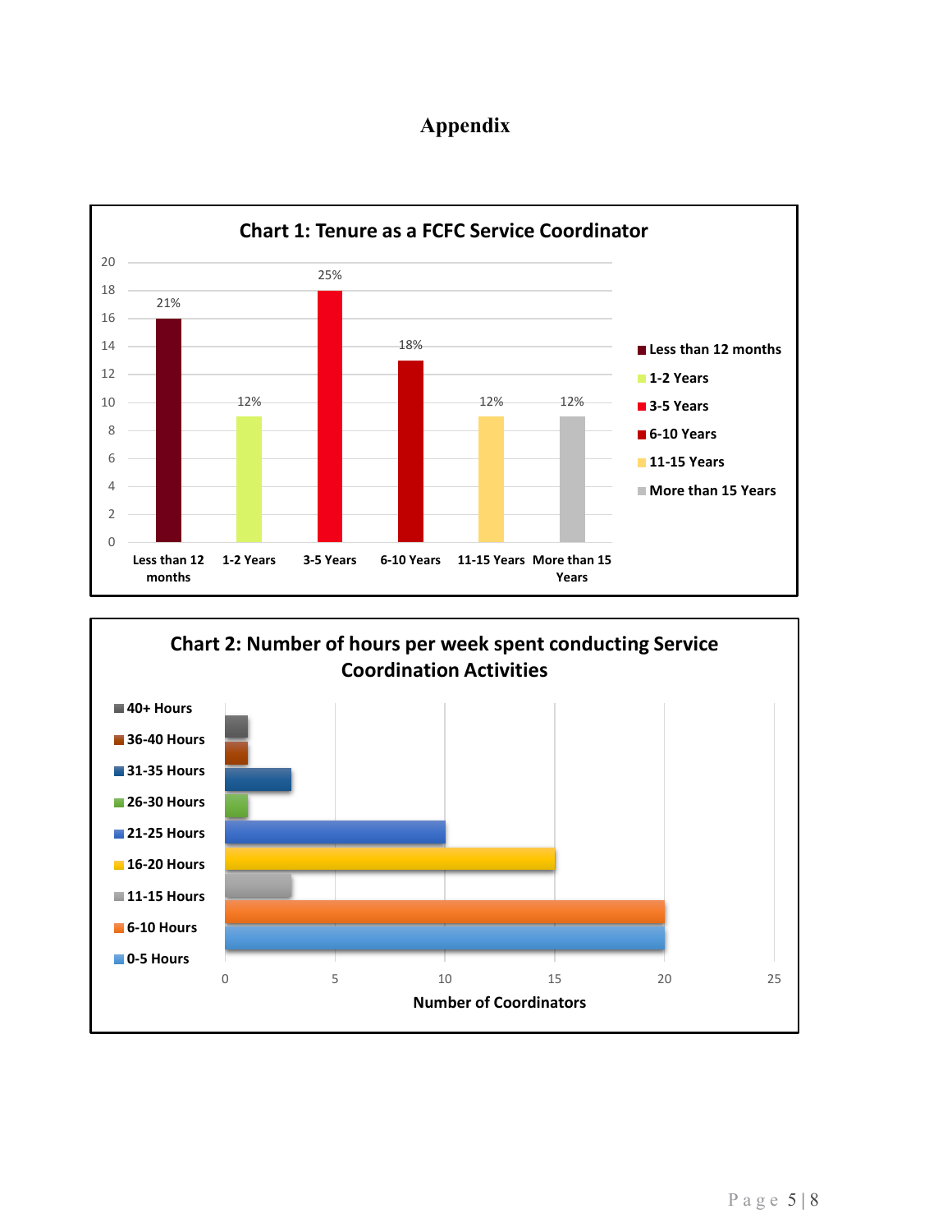# Appendix

**Chart 1: Tenure as a FCFC Service Coordinator**

| Tenure | Number | Percent |
|---|---|---|
| Less than 12 months | 16 | 21% |
| 1-2 Years | 9 | 12% |
| 3-5 Years | 18 | 25% |
| 6-10 Years | 13 | 18% |
| 11-15 Years | 9 | 12% |
| More than 15 Years | 9 | 12% |

**Chart 2: Number of hours per week spent conducting Service Coordination Activities**

| Hours | Number of Coordinators |
|---|---|
| 40+ Hours | 1 |
| 36-40 Hours | 1 |
| 31-35 Hours | 3 |
| 26-30 Hours | 1 |
| 21-25 Hours | 10 |
| 16-20 Hours | 15 |
| 11-15 Hours | 3 |
| 6-10 Hours | 20 |
| 0-5 Hours | 20 |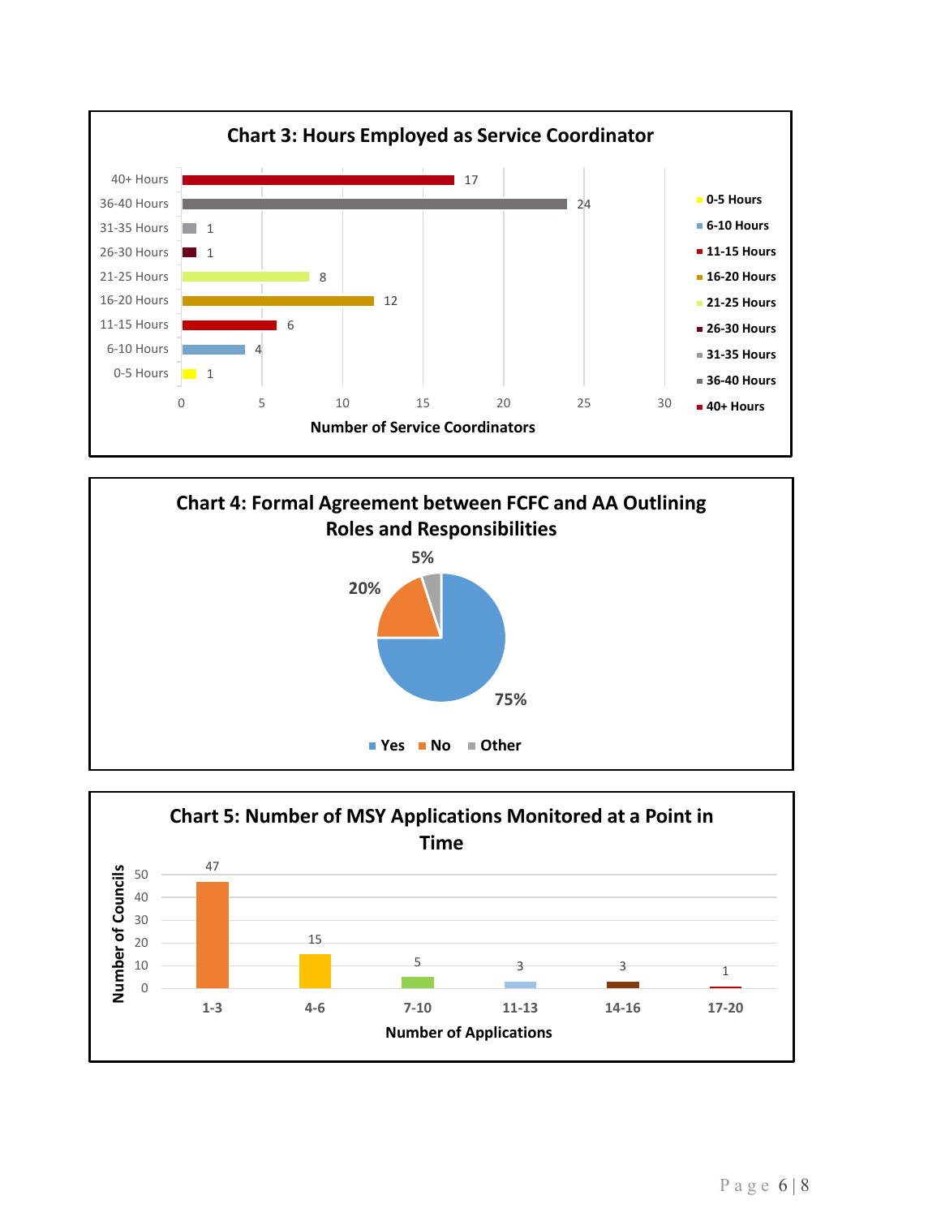**Chart 3: Hours Employed as Service Coordinator**

| Hours | Number of Service Coordinators |
| --- | --- |
| 0-5 Hours | 1 |
| 6-10 Hours | 4 |
| 11-15 Hours | 6 |
| 16-20 Hours | 12 |
| 21-25 Hours | 8 |
| 26-30 Hours | 1 |
| 31-35 Hours | 1 |
| 36-40 Hours | 24 |
| 40+ Hours | 17 |

**Chart 4: Formal Agreement between FCFC and AA Outlining Roles and Responsibilities**

| Response | Percentage |
| --- | --- |
| Yes | 75% |
| No | 20% |
| Other | 5% |

**Chart 5: Number of MSY Applications Monitored at a Point in Time**

| Number of Applications | Number of Councils |
| --- | --- |
| 1-3 | 47 |
| 4-6 | 15 |
| 7-10 | 5 |
| 11-13 | 3 |
| 14-16 | 3 |
| 17-20 | 1 |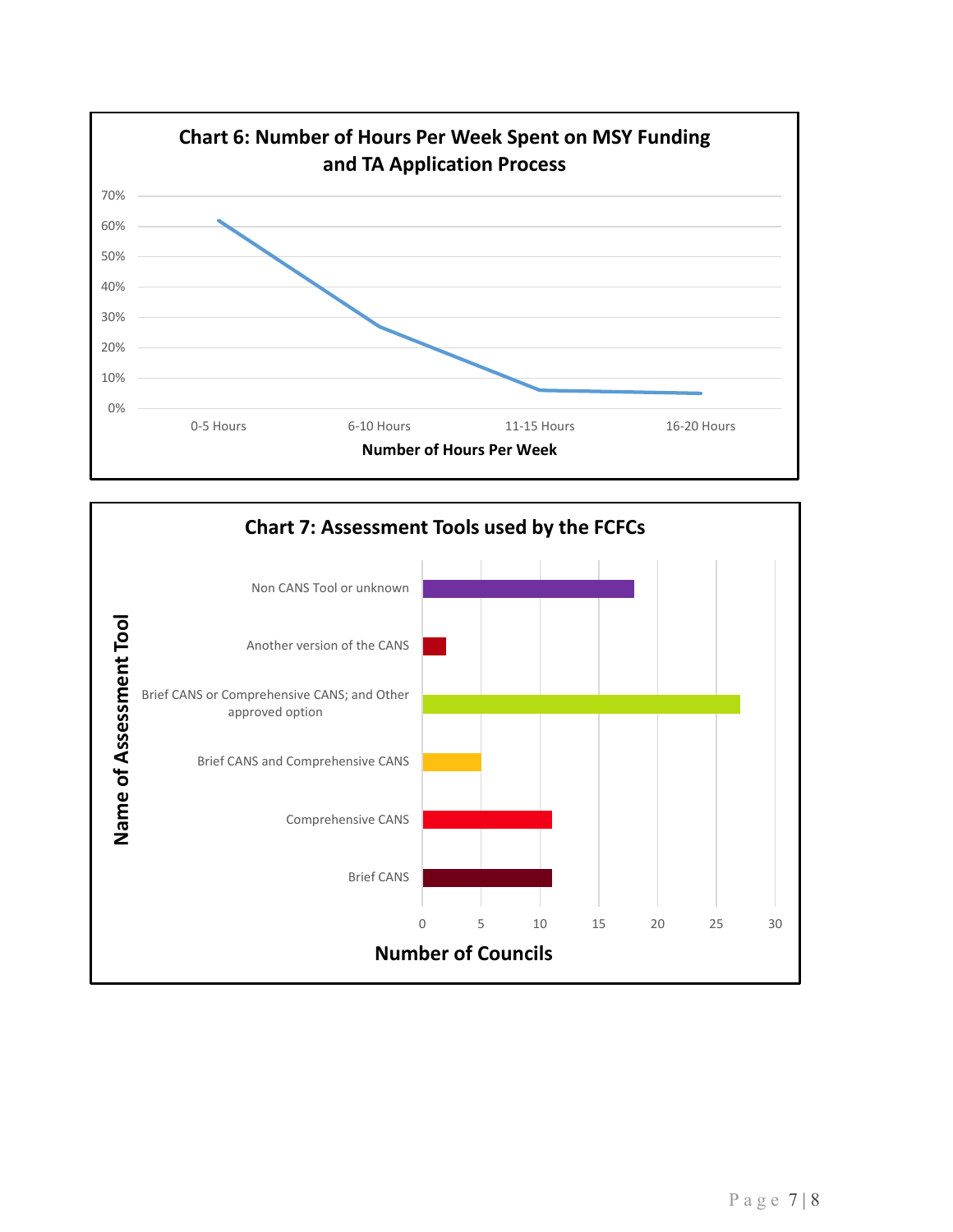**Chart 6: Number of Hours Per Week Spent on MSY Funding and TA Application Process**

| Number of Hours Per Week | Percentage |
|---|---|
| 0-5 Hours | ~62% |
| 6-10 Hours | ~27% |
| 11-15 Hours | ~6% |
| 16-20 Hours | ~5% |

**Chart 7: Assessment Tools used by the FCFCs**

| Name of Assessment Tool | Number of Councils |
|---|---|
| Non CANS Tool or unknown | 18 |
| Another version of the CANS | 2 |
| Brief CANS or Comprehensive CANS; and Other approved option | 27 |
| Brief CANS and Comprehensive CANS | 5 |
| Comprehensive CANS | 11 |
| Brief CANS | 11 |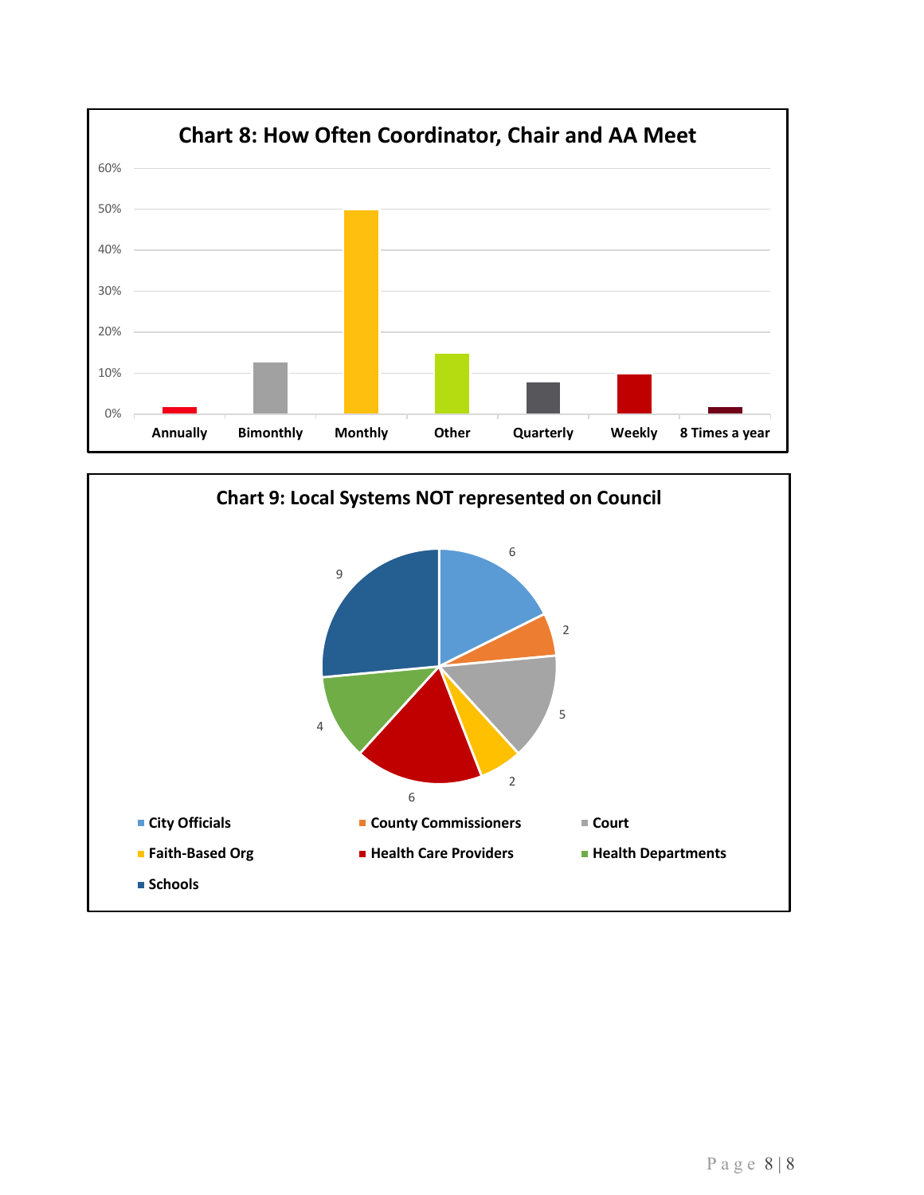**Chart 8: How Often Coordinator, Chair and AA Meet**

60%
50%
40%
30%
20%
10%
0%

Annually
Bimonthly
Monthly
Other
Quarterly
Weekly
8 Times a year

**Chart 9: Local Systems NOT represented on Council**

6
2
5
2
6
4
9

City Officials
County Commissioners
Court
Faith-Based Org
Health Care Providers
Health Departments
Schools